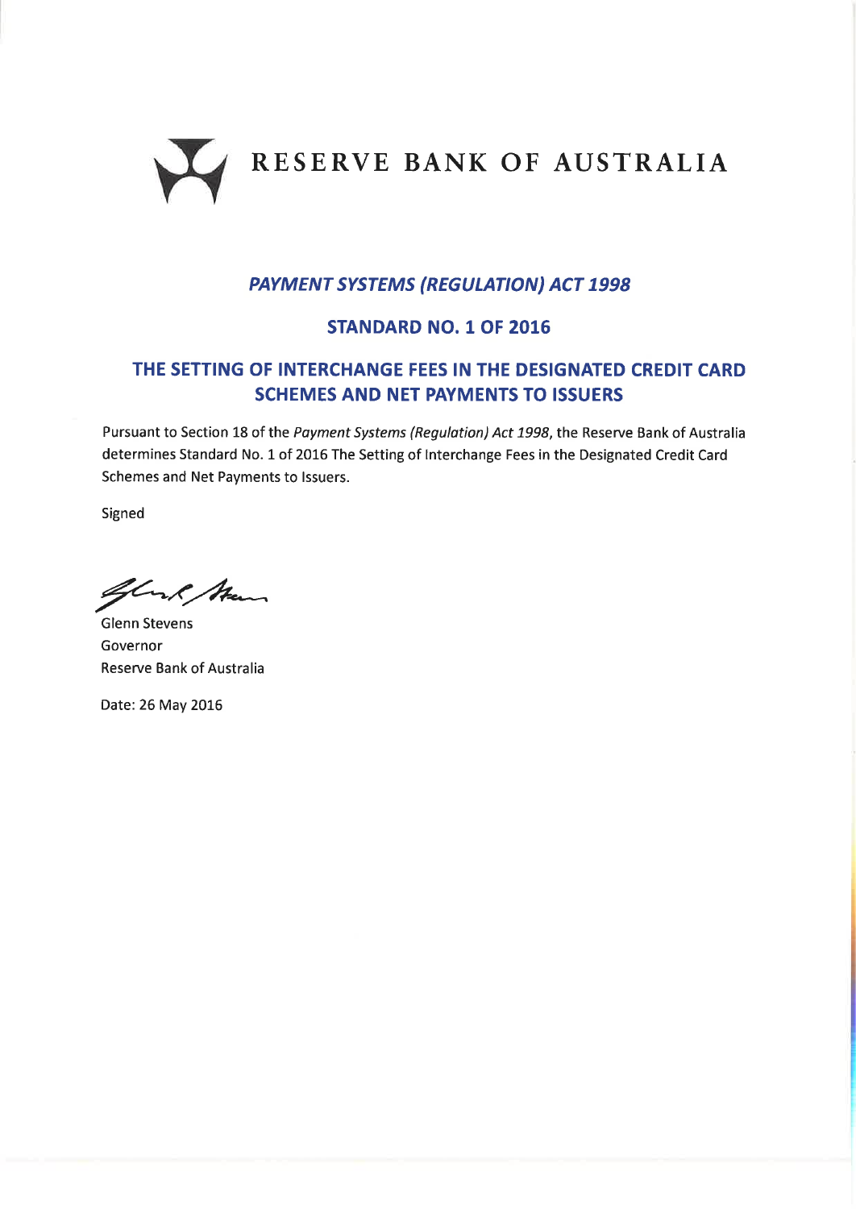# RESERVE BANK OF AUSTRALIA

## *PAYMENT SYSTEMS (REGULATION) ACT 1998*

## STANDARD NO. 1 OF 2016

## THE SETTING OF INTERCHANGE FEES IN THE DESIGNATED CREDIT CARD SCHEMES AND NET PAYMENTS TO ISSUERS

Pursuant to Section 18 of the *Payment Systems (Regulation) Act 1998*, the Reserve Bank of Australia determines Standard No. 1 of 2016 The Setting of Interchange Fees in the Designated Credit Card Schemes and Net Payments to Issuers.

Signed

Glenn Stevens
Governor
Reserve Bank of Australia

Date: 26 May 2016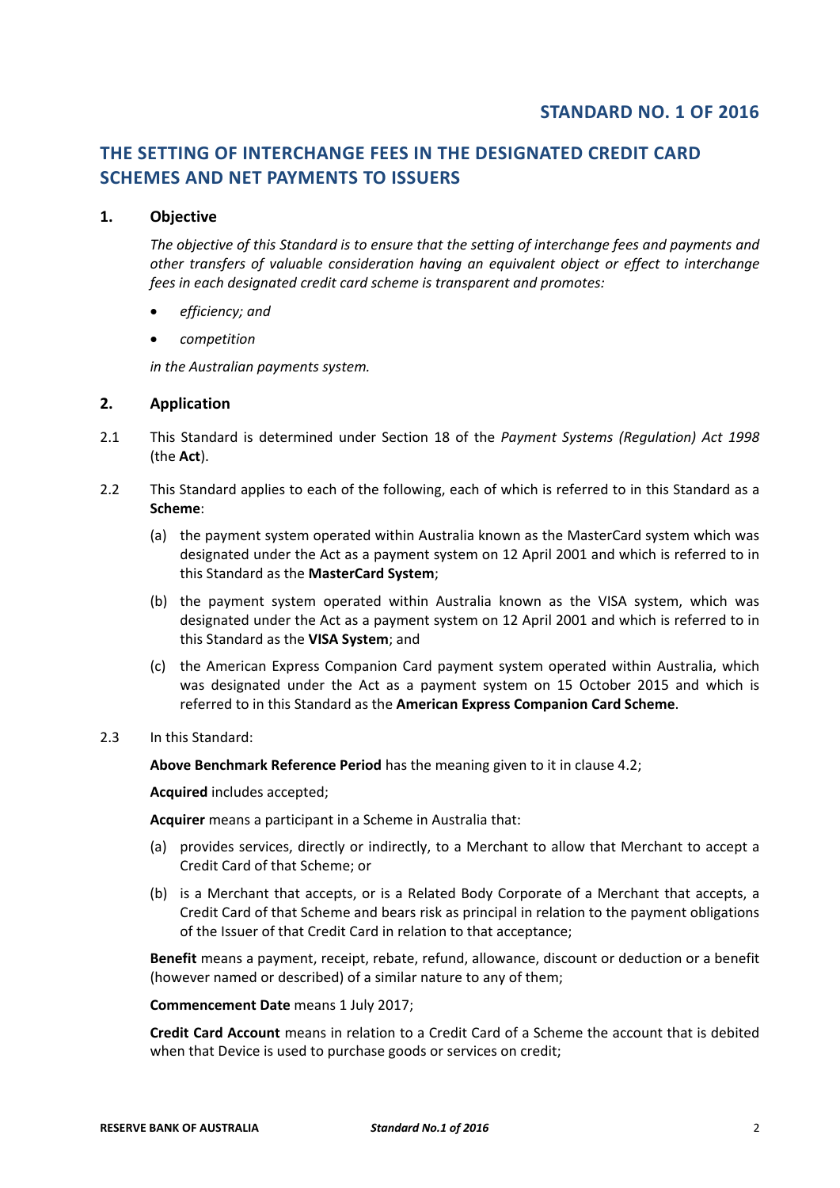## STANDARD NO. 1 OF 2016

# THE SETTING OF INTERCHANGE FEES IN THE DESIGNATED CREDIT CARD SCHEMES AND NET PAYMENTS TO ISSUERS

## 1. Objective

*The objective of this Standard is to ensure that the setting of interchange fees and payments and other transfers of valuable consideration having an equivalent object or effect to interchange fees in each designated credit card scheme is transparent and promotes:*

- *efficiency; and*
- *competition*

*in the Australian payments system.*

## 2. Application

2.1 This Standard is determined under Section 18 of the *Payment Systems (Regulation) Act 1998* (the **Act**).

2.2 This Standard applies to each of the following, each of which is referred to in this Standard as a **Scheme**:

(a) the payment system operated within Australia known as the MasterCard system which was designated under the Act as a payment system on 12 April 2001 and which is referred to in this Standard as the **MasterCard System**;

(b) the payment system operated within Australia known as the VISA system, which was designated under the Act as a payment system on 12 April 2001 and which is referred to in this Standard as the **VISA System**; and

(c) the American Express Companion Card payment system operated within Australia, which was designated under the Act as a payment system on 15 October 2015 and which is referred to in this Standard as the **American Express Companion Card Scheme**.

2.3 In this Standard:

**Above Benchmark Reference Period** has the meaning given to it in clause 4.2;

**Acquired** includes accepted;

**Acquirer** means a participant in a Scheme in Australia that:

(a) provides services, directly or indirectly, to a Merchant to allow that Merchant to accept a Credit Card of that Scheme; or

(b) is a Merchant that accepts, or is a Related Body Corporate of a Merchant that accepts, a Credit Card of that Scheme and bears risk as principal in relation to the payment obligations of the Issuer of that Credit Card in relation to that acceptance;

**Benefit** means a payment, receipt, rebate, refund, allowance, discount or deduction or a benefit (however named or described) of a similar nature to any of them;

**Commencement Date** means 1 July 2017;

**Credit Card Account** means in relation to a Credit Card of a Scheme the account that is debited when that Device is used to purchase goods or services on credit;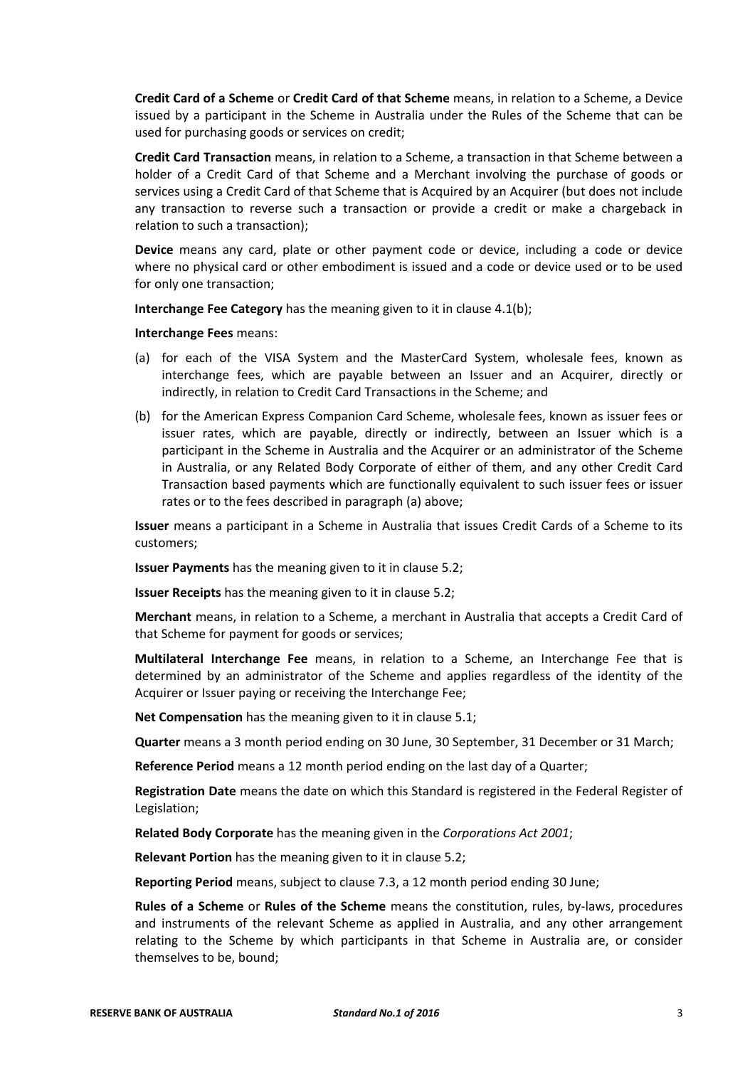**Credit Card of a Scheme** or **Credit Card of that Scheme** means, in relation to a Scheme, a Device issued by a participant in the Scheme in Australia under the Rules of the Scheme that can be used for purchasing goods or services on credit;

**Credit Card Transaction** means, in relation to a Scheme, a transaction in that Scheme between a holder of a Credit Card of that Scheme and a Merchant involving the purchase of goods or services using a Credit Card of that Scheme that is Acquired by an Acquirer (but does not include any transaction to reverse such a transaction or provide a credit or make a chargeback in relation to such a transaction);

**Device** means any card, plate or other payment code or device, including a code or device where no physical card or other embodiment is issued and a code or device used or to be used for only one transaction;

**Interchange Fee Category** has the meaning given to it in clause 4.1(b);

**Interchange Fees** means:

(a) for each of the VISA System and the MasterCard System, wholesale fees, known as interchange fees, which are payable between an Issuer and an Acquirer, directly or indirectly, in relation to Credit Card Transactions in the Scheme; and

(b) for the American Express Companion Card Scheme, wholesale fees, known as issuer fees or issuer rates, which are payable, directly or indirectly, between an Issuer which is a participant in the Scheme in Australia and the Acquirer or an administrator of the Scheme in Australia, or any Related Body Corporate of either of them, and any other Credit Card Transaction based payments which are functionally equivalent to such issuer fees or issuer rates or to the fees described in paragraph (a) above;

**Issuer** means a participant in a Scheme in Australia that issues Credit Cards of a Scheme to its customers;

**Issuer Payments** has the meaning given to it in clause 5.2;

**Issuer Receipts** has the meaning given to it in clause 5.2;

**Merchant** means, in relation to a Scheme, a merchant in Australia that accepts a Credit Card of that Scheme for payment for goods or services;

**Multilateral Interchange Fee** means, in relation to a Scheme, an Interchange Fee that is determined by an administrator of the Scheme and applies regardless of the identity of the Acquirer or Issuer paying or receiving the Interchange Fee;

**Net Compensation** has the meaning given to it in clause 5.1;

**Quarter** means a 3 month period ending on 30 June, 30 September, 31 December or 31 March;

**Reference Period** means a 12 month period ending on the last day of a Quarter;

**Registration Date** means the date on which this Standard is registered in the Federal Register of Legislation;

**Related Body Corporate** has the meaning given in the *Corporations Act 2001*;

**Relevant Portion** has the meaning given to it in clause 5.2;

**Reporting Period** means, subject to clause 7.3, a 12 month period ending 30 June;

**Rules of a Scheme** or **Rules of the Scheme** means the constitution, rules, by-laws, procedures and instruments of the relevant Scheme as applied in Australia, and any other arrangement relating to the Scheme by which participants in that Scheme in Australia are, or consider themselves to be, bound;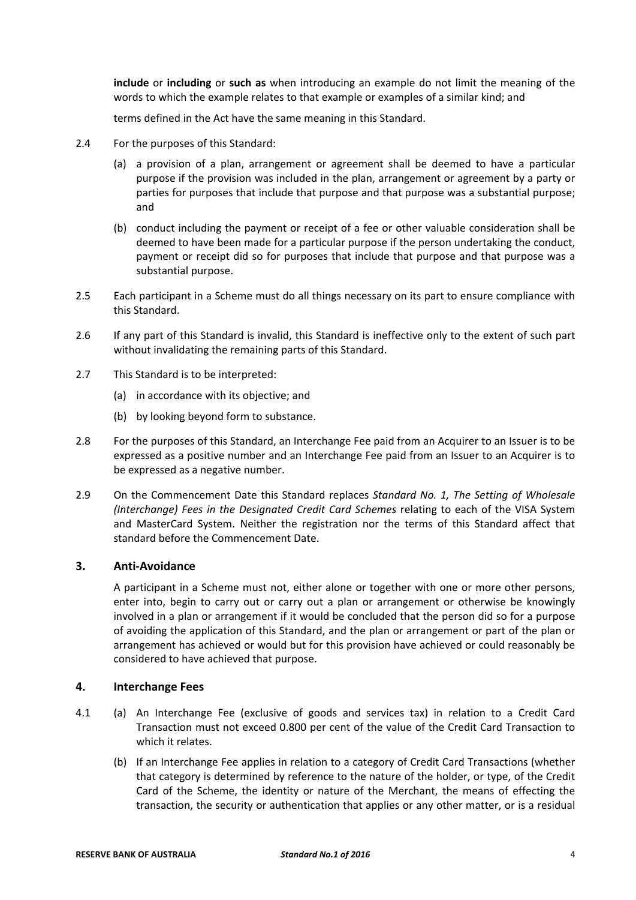**include** or **including** or **such as** when introducing an example do not limit the meaning of the words to which the example relates to that example or examples of a similar kind; and

terms defined in the Act have the same meaning in this Standard.

2.4 For the purposes of this Standard:

(a) a provision of a plan, arrangement or agreement shall be deemed to have a particular purpose if the provision was included in the plan, arrangement or agreement by a party or parties for purposes that include that purpose and that purpose was a substantial purpose; and

(b) conduct including the payment or receipt of a fee or other valuable consideration shall be deemed to have been made for a particular purpose if the person undertaking the conduct, payment or receipt did so for purposes that include that purpose and that purpose was a substantial purpose.

2.5 Each participant in a Scheme must do all things necessary on its part to ensure compliance with this Standard.

2.6 If any part of this Standard is invalid, this Standard is ineffective only to the extent of such part without invalidating the remaining parts of this Standard.

2.7 This Standard is to be interpreted:

(a) in accordance with its objective; and

(b) by looking beyond form to substance.

2.8 For the purposes of this Standard, an Interchange Fee paid from an Acquirer to an Issuer is to be expressed as a positive number and an Interchange Fee paid from an Issuer to an Acquirer is to be expressed as a negative number.

2.9 On the Commencement Date this Standard replaces *Standard No. 1, The Setting of Wholesale (Interchange) Fees in the Designated Credit Card Schemes* relating to each of the VISA System and MasterCard System. Neither the registration nor the terms of this Standard affect that standard before the Commencement Date.

## 3. Anti-Avoidance

A participant in a Scheme must not, either alone or together with one or more other persons, enter into, begin to carry out or carry out a plan or arrangement or otherwise be knowingly involved in a plan or arrangement if it would be concluded that the person did so for a purpose of avoiding the application of this Standard, and the plan or arrangement or part of the plan or arrangement has achieved or would but for this provision have achieved or could reasonably be considered to have achieved that purpose.

## 4. Interchange Fees

4.1 (a) An Interchange Fee (exclusive of goods and services tax) in relation to a Credit Card Transaction must not exceed 0.800 per cent of the value of the Credit Card Transaction to which it relates.

(b) If an Interchange Fee applies in relation to a category of Credit Card Transactions (whether that category is determined by reference to the nature of the holder, or type, of the Credit Card of the Scheme, the identity or nature of the Merchant, the means of effecting the transaction, the security or authentication that applies or any other matter, or is a residual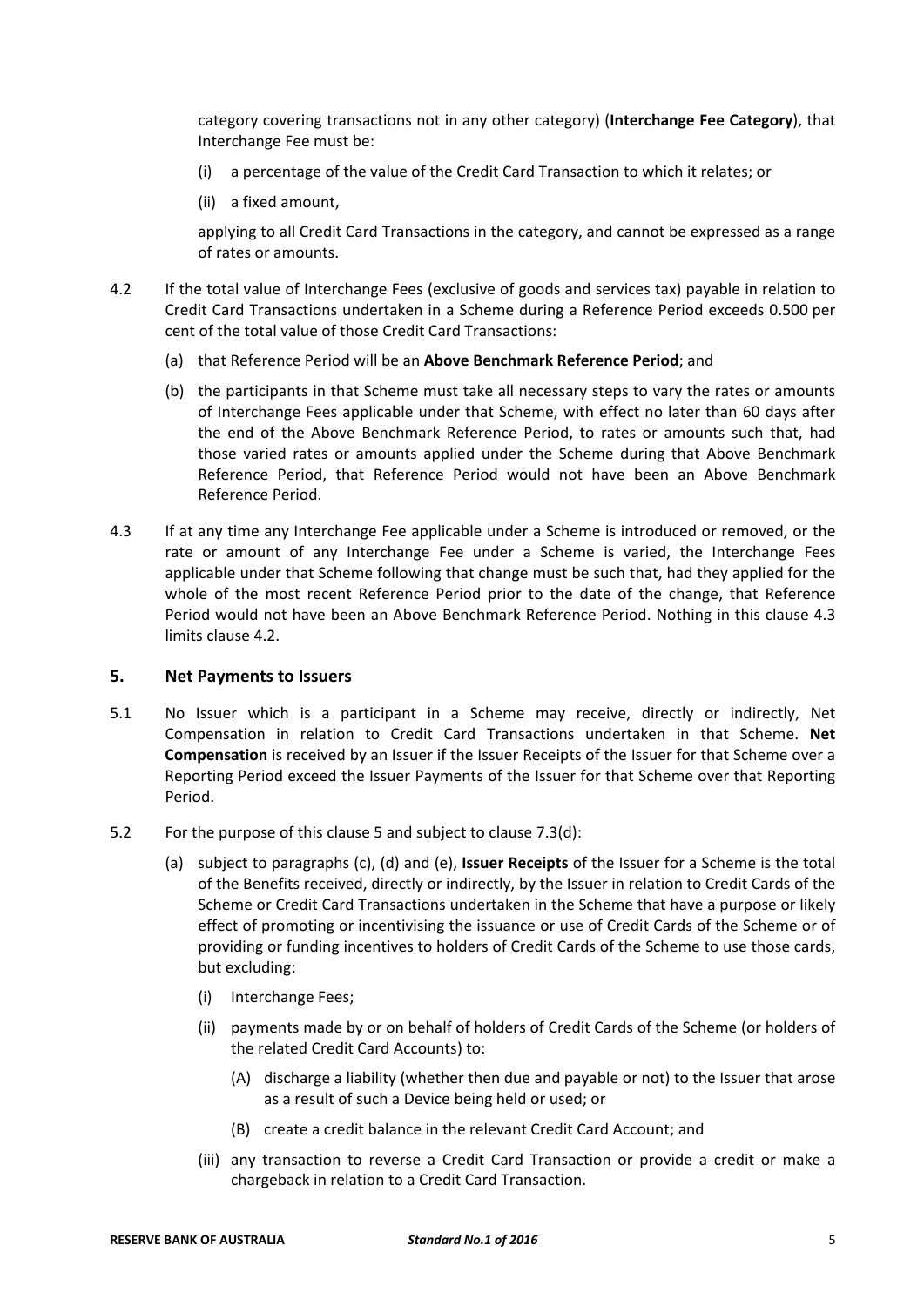category covering transactions not in any other category) (**Interchange Fee Category**), that Interchange Fee must be:

(i) a percentage of the value of the Credit Card Transaction to which it relates; or

(ii) a fixed amount,

applying to all Credit Card Transactions in the category, and cannot be expressed as a range of rates or amounts.

4.2 If the total value of Interchange Fees (exclusive of goods and services tax) payable in relation to Credit Card Transactions undertaken in a Scheme during a Reference Period exceeds 0.500 per cent of the total value of those Credit Card Transactions:

(a) that Reference Period will be an **Above Benchmark Reference Period**; and

(b) the participants in that Scheme must take all necessary steps to vary the rates or amounts of Interchange Fees applicable under that Scheme, with effect no later than 60 days after the end of the Above Benchmark Reference Period, to rates or amounts such that, had those varied rates or amounts applied under the Scheme during that Above Benchmark Reference Period, that Reference Period would not have been an Above Benchmark Reference Period.

4.3 If at any time any Interchange Fee applicable under a Scheme is introduced or removed, or the rate or amount of any Interchange Fee under a Scheme is varied, the Interchange Fees applicable under that Scheme following that change must be such that, had they applied for the whole of the most recent Reference Period prior to the date of the change, that Reference Period would not have been an Above Benchmark Reference Period. Nothing in this clause 4.3 limits clause 4.2.

## 5. Net Payments to Issuers

5.1 No Issuer which is a participant in a Scheme may receive, directly or indirectly, Net Compensation in relation to Credit Card Transactions undertaken in that Scheme. **Net Compensation** is received by an Issuer if the Issuer Receipts of the Issuer for that Scheme over a Reporting Period exceed the Issuer Payments of the Issuer for that Scheme over that Reporting Period.

5.2 For the purpose of this clause 5 and subject to clause 7.3(d):

(a) subject to paragraphs (c), (d) and (e), **Issuer Receipts** of the Issuer for a Scheme is the total of the Benefits received, directly or indirectly, by the Issuer in relation to Credit Cards of the Scheme or Credit Card Transactions undertaken in the Scheme that have a purpose or likely effect of promoting or incentivising the issuance or use of Credit Cards of the Scheme or of providing or funding incentives to holders of Credit Cards of the Scheme to use those cards, but excluding:

(i) Interchange Fees;

(ii) payments made by or on behalf of holders of Credit Cards of the Scheme (or holders of the related Credit Card Accounts) to:

(A) discharge a liability (whether then due and payable or not) to the Issuer that arose as a result of such a Device being held or used; or

(B) create a credit balance in the relevant Credit Card Account; and

(iii) any transaction to reverse a Credit Card Transaction or provide a credit or make a chargeback in relation to a Credit Card Transaction.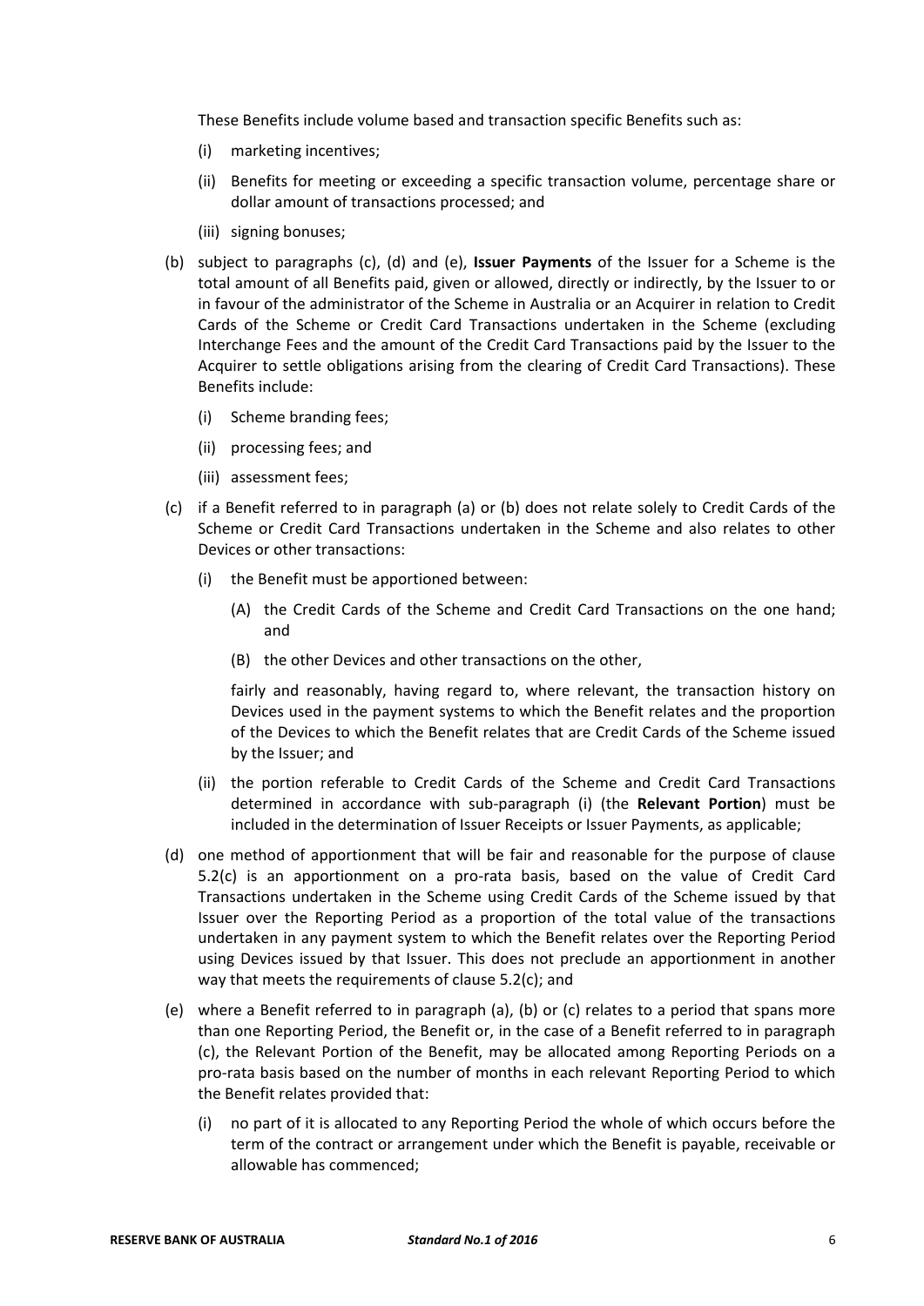These Benefits include volume based and transaction specific Benefits such as:

(i) marketing incentives;

(ii) Benefits for meeting or exceeding a specific transaction volume, percentage share or dollar amount of transactions processed; and

(iii) signing bonuses;

(b) subject to paragraphs (c), (d) and (e), **Issuer Payments** of the Issuer for a Scheme is the total amount of all Benefits paid, given or allowed, directly or indirectly, by the Issuer to or in favour of the administrator of the Scheme in Australia or an Acquirer in relation to Credit Cards of the Scheme or Credit Card Transactions undertaken in the Scheme (excluding Interchange Fees and the amount of the Credit Card Transactions paid by the Issuer to the Acquirer to settle obligations arising from the clearing of Credit Card Transactions). These Benefits include:

(i) Scheme branding fees;

(ii) processing fees; and

(iii) assessment fees;

(c) if a Benefit referred to in paragraph (a) or (b) does not relate solely to Credit Cards of the Scheme or Credit Card Transactions undertaken in the Scheme and also relates to other Devices or other transactions:

(i) the Benefit must be apportioned between:

(A) the Credit Cards of the Scheme and Credit Card Transactions on the one hand; and

(B) the other Devices and other transactions on the other,

fairly and reasonably, having regard to, where relevant, the transaction history on Devices used in the payment systems to which the Benefit relates and the proportion of the Devices to which the Benefit relates that are Credit Cards of the Scheme issued by the Issuer; and

(ii) the portion referable to Credit Cards of the Scheme and Credit Card Transactions determined in accordance with sub-paragraph (i) (the **Relevant Portion**) must be included in the determination of Issuer Receipts or Issuer Payments, as applicable;

(d) one method of apportionment that will be fair and reasonable for the purpose of clause 5.2(c) is an apportionment on a pro-rata basis, based on the value of Credit Card Transactions undertaken in the Scheme using Credit Cards of the Scheme issued by that Issuer over the Reporting Period as a proportion of the total value of the transactions undertaken in any payment system to which the Benefit relates over the Reporting Period using Devices issued by that Issuer. This does not preclude an apportionment in another way that meets the requirements of clause 5.2(c); and

(e) where a Benefit referred to in paragraph (a), (b) or (c) relates to a period that spans more than one Reporting Period, the Benefit or, in the case of a Benefit referred to in paragraph (c), the Relevant Portion of the Benefit, may be allocated among Reporting Periods on a pro-rata basis based on the number of months in each relevant Reporting Period to which the Benefit relates provided that:

(i) no part of it is allocated to any Reporting Period the whole of which occurs before the term of the contract or arrangement under which the Benefit is payable, receivable or allowable has commenced;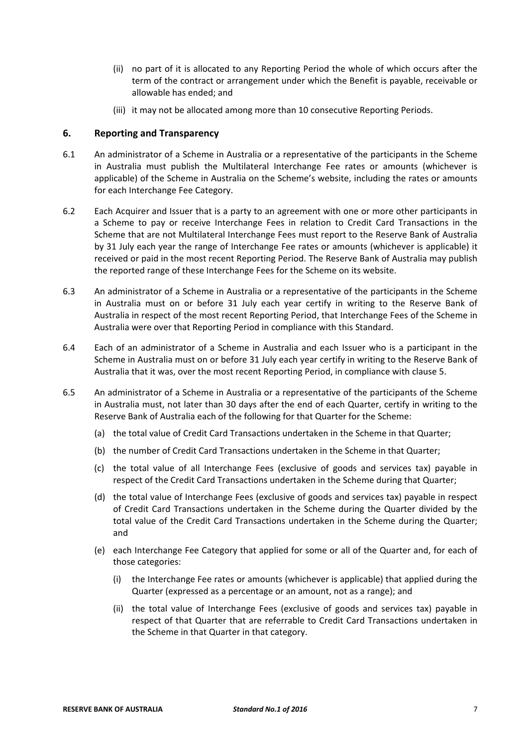(ii) no part of it is allocated to any Reporting Period the whole of which occurs after the term of the contract or arrangement under which the Benefit is payable, receivable or allowable has ended; and

(iii) it may not be allocated among more than 10 consecutive Reporting Periods.

## 6. Reporting and Transparency

6.1 An administrator of a Scheme in Australia or a representative of the participants in the Scheme in Australia must publish the Multilateral Interchange Fee rates or amounts (whichever is applicable) of the Scheme in Australia on the Scheme's website, including the rates or amounts for each Interchange Fee Category.

6.2 Each Acquirer and Issuer that is a party to an agreement with one or more other participants in a Scheme to pay or receive Interchange Fees in relation to Credit Card Transactions in the Scheme that are not Multilateral Interchange Fees must report to the Reserve Bank of Australia by 31 July each year the range of Interchange Fee rates or amounts (whichever is applicable) it received or paid in the most recent Reporting Period. The Reserve Bank of Australia may publish the reported range of these Interchange Fees for the Scheme on its website.

6.3 An administrator of a Scheme in Australia or a representative of the participants in the Scheme in Australia must on or before 31 July each year certify in writing to the Reserve Bank of Australia in respect of the most recent Reporting Period, that Interchange Fees of the Scheme in Australia were over that Reporting Period in compliance with this Standard.

6.4 Each of an administrator of a Scheme in Australia and each Issuer who is a participant in the Scheme in Australia must on or before 31 July each year certify in writing to the Reserve Bank of Australia that it was, over the most recent Reporting Period, in compliance with clause 5.

6.5 An administrator of a Scheme in Australia or a representative of the participants of the Scheme in Australia must, not later than 30 days after the end of each Quarter, certify in writing to the Reserve Bank of Australia each of the following for that Quarter for the Scheme:

(a) the total value of Credit Card Transactions undertaken in the Scheme in that Quarter;

(b) the number of Credit Card Transactions undertaken in the Scheme in that Quarter;

(c) the total value of all Interchange Fees (exclusive of goods and services tax) payable in respect of the Credit Card Transactions undertaken in the Scheme during that Quarter;

(d) the total value of Interchange Fees (exclusive of goods and services tax) payable in respect of Credit Card Transactions undertaken in the Scheme during the Quarter divided by the total value of the Credit Card Transactions undertaken in the Scheme during the Quarter; and

(e) each Interchange Fee Category that applied for some or all of the Quarter and, for each of those categories:

(i) the Interchange Fee rates or amounts (whichever is applicable) that applied during the Quarter (expressed as a percentage or an amount, not as a range); and

(ii) the total value of Interchange Fees (exclusive of goods and services tax) payable in respect of that Quarter that are referrable to Credit Card Transactions undertaken in the Scheme in that Quarter in that category.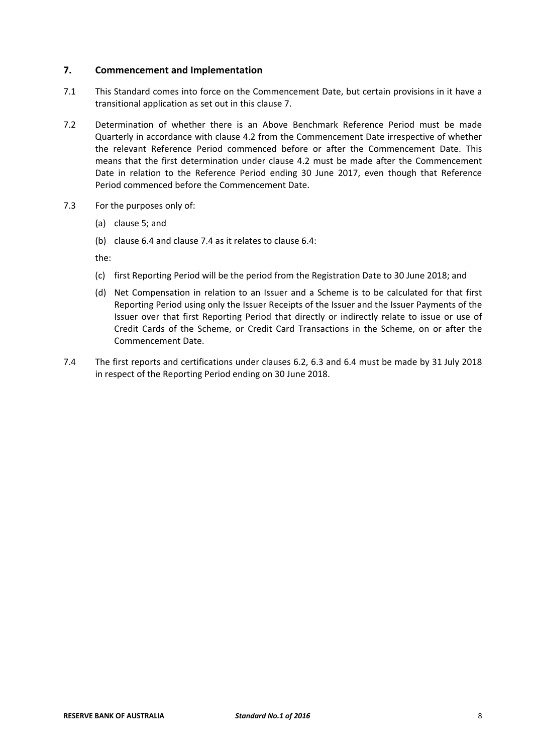## 7. Commencement and Implementation

7.1 This Standard comes into force on the Commencement Date, but certain provisions in it have a transitional application as set out in this clause 7.

7.2 Determination of whether there is an Above Benchmark Reference Period must be made Quarterly in accordance with clause 4.2 from the Commencement Date irrespective of whether the relevant Reference Period commenced before or after the Commencement Date. This means that the first determination under clause 4.2 must be made after the Commencement Date in relation to the Reference Period ending 30 June 2017, even though that Reference Period commenced before the Commencement Date.

7.3 For the purposes only of:

(a) clause 5; and

(b) clause 6.4 and clause 7.4 as it relates to clause 6.4:

the:

(c) first Reporting Period will be the period from the Registration Date to 30 June 2018; and

(d) Net Compensation in relation to an Issuer and a Scheme is to be calculated for that first Reporting Period using only the Issuer Receipts of the Issuer and the Issuer Payments of the Issuer over that first Reporting Period that directly or indirectly relate to issue or use of Credit Cards of the Scheme, or Credit Card Transactions in the Scheme, on or after the Commencement Date.

7.4 The first reports and certifications under clauses 6.2, 6.3 and 6.4 must be made by 31 July 2018 in respect of the Reporting Period ending on 30 June 2018.